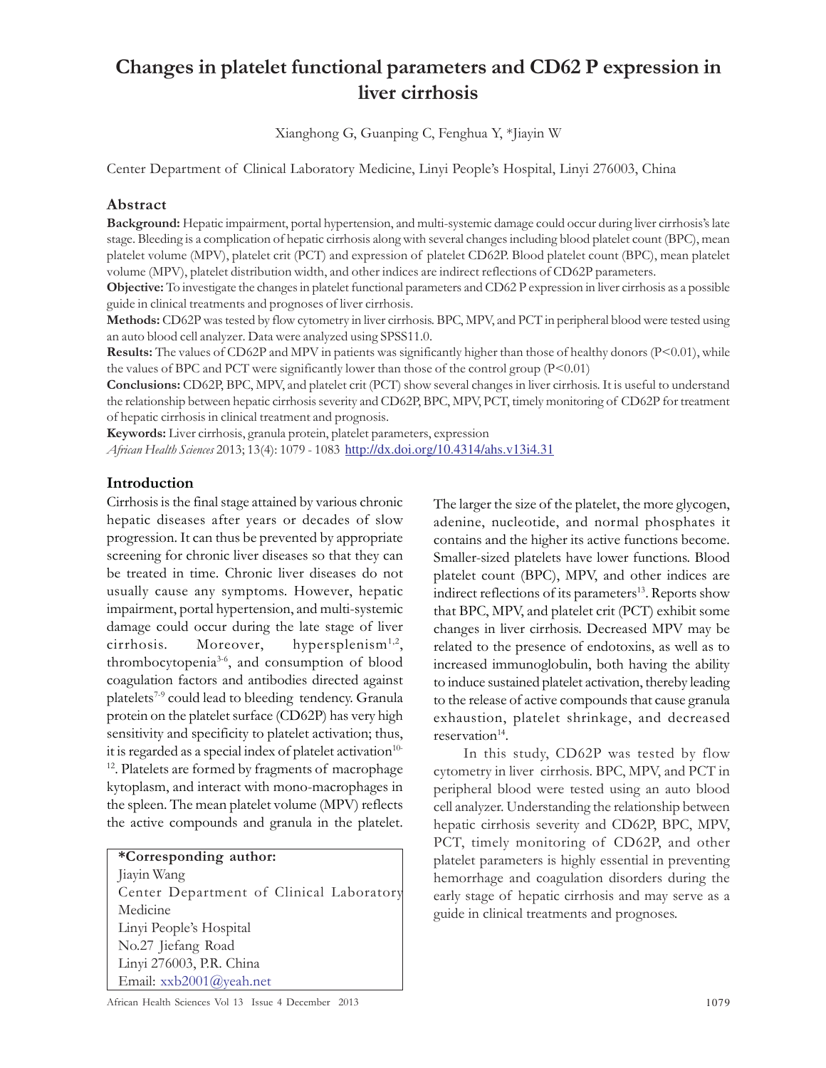# Changes in platelet functional parameters and CD62 P expression in liver cirrhosis

Xianghong G, Guanping C, Fenghua Y, *Jiayin W

Center Department of Clinical Laboratory Medicine, Linyi People's Hospital, Linyi 276003, China

## Abstract

**Background:** Hepatic impairment, portal hypertension, and multi-systemic damage could occur during liver cirrhosis's late stage. Bleeding is a complication of hepatic cirrhosis along with several changes including blood platelet count (BPC), mean platelet volume (MPV), platelet crit (PCT) and expression of platelet CD62P. Blood platelet count (BPC), mean platelet volume (MPV), platelet distribution width, and other indices are indirect reflections of CD62P parameters.

**Objective:** To investigate the changes in platelet functional parameters and CD62 P expression in liver cirrhosis as a possible guide in clinical treatments and prognoses of liver cirrhosis.

**Methods:** CD62P was tested by flow cytometry in liver cirrhosis. BPC, MPV, and PCT in peripheral blood were tested using an auto blood cell analyzer. Data were analyzed using SPSS11.0.

**Results:** The values of CD62P and MPV in patients was significantly higher than those of healthy donors ($P<0.01$), while the values of BPC and PCT were significantly lower than those of the control group ($P<0.01$)

**Conclusions:** CD62P, BPC, MPV, and platelet crit (PCT) show several changes in liver cirrhosis. It is useful to understand the relationship between hepatic cirrhosis severity and CD62P, BPC, MPV, PCT, timely monitoring of CD62P for treatment of hepatic cirrhosis in clinical treatment and prognosis.

**Keywords:** Liver cirrhosis, granula protein, platelet parameters, expression

*African Health Sciences* 2013; 13(4): 1079 - 1083 http://dx.doi.org/10.4314/ahs.v13i4.31

## Introduction

Cirrhosis is the final stage attained by various chronic hepatic diseases after years or decades of slow progression. It can thus be prevented by appropriate screening for chronic liver diseases so that they can be treated in time. Chronic liver diseases do not usually cause any symptoms. However, hepatic impairment, portal hypertension, and multi-systemic damage could occur during the late stage of liver cirrhosis. Moreover, hypersplenism[1,2], thrombocytopenia[3-6], and consumption of blood coagulation factors and antibodies directed against platelets[7-9] could lead to bleeding tendency. Granula protein on the platelet surface (CD62P) has very high sensitivity and specificity to platelet activation; thus, it is regarded as a special index of platelet activation[10-12]. Platelets are formed by fragments of macrophage kytoplasm, and interact with mono-macrophages in the spleen. The mean platelet volume (MPV) reflects the active compounds and granula in the platelet.

The larger the size of the platelet, the more glycogen, adenine, nucleotide, and normal phosphates it contains and the higher its active functions become. Smaller-sized platelets have lower functions. Blood platelet count (BPC), MPV, and other indices are indirect reflections of its parameters[13]. Reports show that BPC, MPV, and platelet crit (PCT) exhibit some changes in liver cirrhosis. Decreased MPV may be related to the presence of endotoxins, as well as to increased immunoglobulin, both having the ability to induce sustained platelet activation, thereby leading to the release of active compounds that cause granula exhaustion, platelet shrinkage, and decreased reservation[14].

In this study, CD62P was tested by flow cytometry in liver cirrhosis. BPC, MPV, and PCT in peripheral blood were tested using an auto blood cell analyzer. Understanding the relationship between hepatic cirrhosis severity and CD62P, BPC, MPV, PCT, timely monitoring of CD62P, and other platelet parameters is highly essential in preventing hemorrhage and coagulation disorders during the early stage of hepatic cirrhosis and may serve as a guide in clinical treatments and prognoses.

**\*Corresponding author:**
Jiayin Wang
Center Department of Clinical Laboratory Medicine
Linyi People's Hospital
No.27 Jiefang Road
Linyi 276003, P.R. China
Email: xxb2001@yeah.net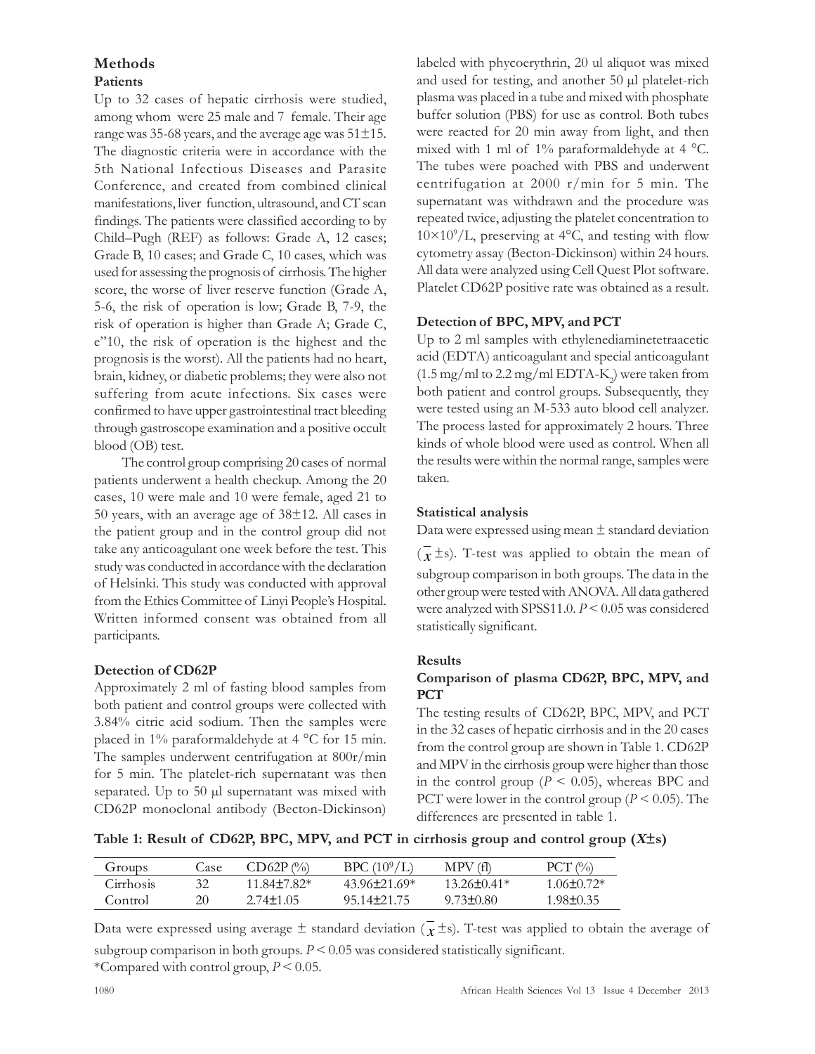## Methods

### Patients

Up to 32 cases of hepatic cirrhosis were studied, among whom were 25 male and 7 female. Their age range was 35-68 years, and the average age was 51±15. The diagnostic criteria were in accordance with the 5th National Infectious Diseases and Parasite Conference, and created from combined clinical manifestations, liver function, ultrasound, and CT scan findings. The patients were classified according to by Child–Pugh (REF) as follows: Grade A, 12 cases; Grade B, 10 cases; and Grade C, 10 cases, which was used for assessing the prognosis of cirrhosis. The higher score, the worse of liver reserve function (Grade A, 5-6, the risk of operation is low; Grade B, 7-9, the risk of operation is higher than Grade A; Grade C, e"10, the risk of operation is the highest and the prognosis is the worst). All the patients had no heart, brain, kidney, or diabetic problems; they were also not suffering from acute infections. Six cases were confirmed to have upper gastrointestinal tract bleeding through gastroscope examination and a positive occult blood (OB) test.

The control group comprising 20 cases of normal patients underwent a health checkup. Among the 20 cases, 10 were male and 10 were female, aged 21 to 50 years, with an average age of 38±12. All cases in the patient group and in the control group did not take any anticoagulant one week before the test. This study was conducted in accordance with the declaration of Helsinki. This study was conducted with approval from the Ethics Committee of Linyi People's Hospital. Written informed consent was obtained from all participants.

### Detection of CD62P

Approximately 2 ml of fasting blood samples from both patient and control groups were collected with 3.84% citric acid sodium. Then the samples were placed in 1% paraformaldehyde at 4 °C for 15 min. The samples underwent centrifugation at 800r/min for 5 min. The platelet-rich supernatant was then separated. Up to 50 µl supernatant was mixed with CD62P monoclonal antibody (Becton-Dickinson) labeled with phycoerythrin, 20 ul aliquot was mixed and used for testing, and another 50 µl platelet-rich plasma was placed in a tube and mixed with phosphate buffer solution (PBS) for use as control. Both tubes were reacted for 20 min away from light, and then mixed with 1 ml of 1% paraformaldehyde at 4 °C. The tubes were poached with PBS and underwent centrifugation at 2000 r/min for 5 min. The supernatant was withdrawn and the procedure was repeated twice, adjusting the platelet concentration to $10\times10^9$/L, preserving at 4°C, and testing with flow cytometry assay (Becton-Dickinson) within 24 hours. All data were analyzed using Cell Quest Plot software. Platelet CD62P positive rate was obtained as a result.

### Detection of BPC, MPV, and PCT

Up to 2 ml samples with ethylenediaminetetraacetic acid (EDTA) anticoagulant and special anticoagulant (1.5 mg/ml to 2.2 mg/ml EDTA-$K_2$) were taken from both patient and control groups. Subsequently, they were tested using an M-533 auto blood cell analyzer. The process lasted for approximately 2 hours. Three kinds of whole blood were used as control. When all the results were within the normal range, samples were taken.

### Statistical analysis

Data were expressed using mean ± standard deviation ($\bar{x}$ ±s). T-test was applied to obtain the mean of subgroup comparison in both groups. The data in the other group were tested with ANOVA. All data gathered were analyzed with SPSS11.0. $P < 0.05$ was considered statistically significant.

## Results

### Comparison of plasma CD62P, BPC, MPV, and PCT

The testing results of CD62P, BPC, MPV, and PCT in the 32 cases of hepatic cirrhosis and in the 20 cases from the control group are shown in Table 1. CD62P and MPV in the cirrhosis group were higher than those in the control group ($P < 0.05$), whereas BPC and PCT were lower in the control group ($P < 0.05$). The differences are presented in table 1.

**Table 1: Result of CD62P, BPC, MPV, and PCT in cirrhosis group and control group ($X$±s)**

| Groups | Case | CD62P (%) | BPC ($10^9$/L) | MPV (fl) | PCT (%) |
|---|---|---|---|---|---|
| Cirrhosis | 32 | 11.84±7.82* | 43.96±21.69* | 13.26±0.41* | 1.06±0.72* |
| Control | 20 | 2.74±1.05 | 95.14±21.75 | 9.73±0.80 | 1.98±0.35 |

Data were expressed using average ± standard deviation ($\bar{x}$ ±s). T-test was applied to obtain the average of subgroup comparison in both groups. $P < 0.05$ was considered statistically significant.
*Compared with control group, $P < 0.05$.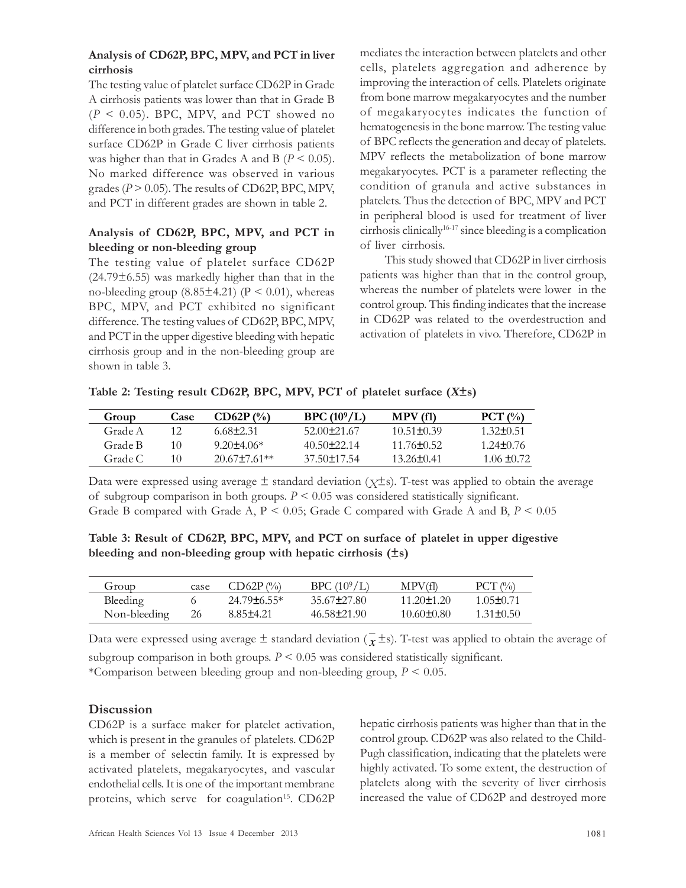### Analysis of CD62P, BPC, MPV, and PCT in liver cirrhosis

The testing value of platelet surface CD62P in Grade A cirrhosis patients was lower than that in Grade B ($P < 0.05$). BPC, MPV, and PCT showed no difference in both grades. The testing value of platelet surface CD62P in Grade C liver cirrhosis patients was higher than that in Grades A and B ($P < 0.05$). No marked difference was observed in various grades ($P > 0.05$). The results of CD62P, BPC, MPV, and PCT in different grades are shown in table 2.

### Analysis of CD62P, BPC, MPV, and PCT in bleeding or non-bleeding group

The testing value of platelet surface CD62P (24.79±6.55) was markedly higher than that in the no-bleeding group (8.85±4.21) ($P < 0.01$), whereas BPC, MPV, and PCT exhibited no significant difference. The testing values of CD62P, BPC, MPV, and PCT in the upper digestive bleeding with hepatic cirrhosis group and in the non-bleeding group are shown in table 3.

mediates the interaction between platelets and other cells, platelets aggregation and adherence by improving the interaction of cells. Platelets originate from bone marrow megakaryocytes and the number of megakaryocytes indicates the function of hematogenesis in the bone marrow. The testing value of BPC reflects the generation and decay of platelets. MPV reflects the metabolization of bone marrow megakaryocytes. PCT is a parameter reflecting the condition of granula and active substances in platelets. Thus the detection of BPC, MPV and PCT in peripheral blood is used for treatment of liver cirrhosis clinically[16-17] since bleeding is a complication of liver cirrhosis.

This study showed that CD62P in liver cirrhosis patients was higher than that in the control group, whereas the number of platelets were lower in the control group. This finding indicates that the increase in CD62P was related to the overdestruction and activation of platelets in vivo. Therefore, CD62P in hepatic cirrhosis patients was higher than that in the control group. CD62P was also related to the Child-Pugh classification, indicating that the platelets were highly activated. To some extent, the destruction of platelets along with the severity of liver cirrhosis increased the value of CD62P and destroyed more

**Table 2: Testing result CD62P, BPC, MPV, PCT of platelet surface ($\bar{X}$±s)**

| Group | Case | CD62P (%) | BPC ($10^9$/L) | MPV (fl) | PCT (%) |
|---|---|---|---|---|---|
| Grade A | 12 | 6.68±2.31 | 52.00±21.67 | 10.51±0.39 | 1.32±0.51 |
| Grade B | 10 | 9.20±4.06* | 40.50±22.14 | 11.76±0.52 | 1.24±0.76 |
| Grade C | 10 | 20.67±7.61** | 37.50±17.54 | 13.26±0.41 | 1.06 ±0.72 |

Data were expressed using average ± standard deviation ($\bar{X}$±s). T-test was applied to obtain the average of subgroup comparison in both groups. $P < 0.05$ was considered statistically significant.
Grade B compared with Grade A, $P < 0.05$; Grade C compared with Grade A and B, $P < 0.05$

**Table 3: Result of CD62P, BPC, MPV, and PCT on surface of platelet in upper digestive bleeding and non-bleeding group with hepatic cirrhosis (±s)**

| Group | case | CD62P (%) | BPC ($10^9$/L) | MPV(fl) | PCT (%) |
|---|---|---|---|---|---|
| Bleeding | 6 | 24.79±6.55* | 35.67±27.80 | 11.20±1.20 | 1.05±0.71 |
| Non-bleeding | 26 | 8.85±4.21 | 46.58±21.90 | 10.60±0.80 | 1.31±0.50 |

Data were expressed using average ± standard deviation ($\bar{x}$±s). T-test was applied to obtain the average of subgroup comparison in both groups. $P < 0.05$ was considered statistically significant.
*Comparison between bleeding group and non-bleeding group, $P < 0.05$.

## Discussion

CD62P is a surface maker for platelet activation, which is present in the granules of platelets. CD62P is a member of selectin family. It is expressed by activated platelets, megakaryocytes, and vascular endothelial cells. It is one of the important membrane proteins, which serve for coagulation[15]. CD62P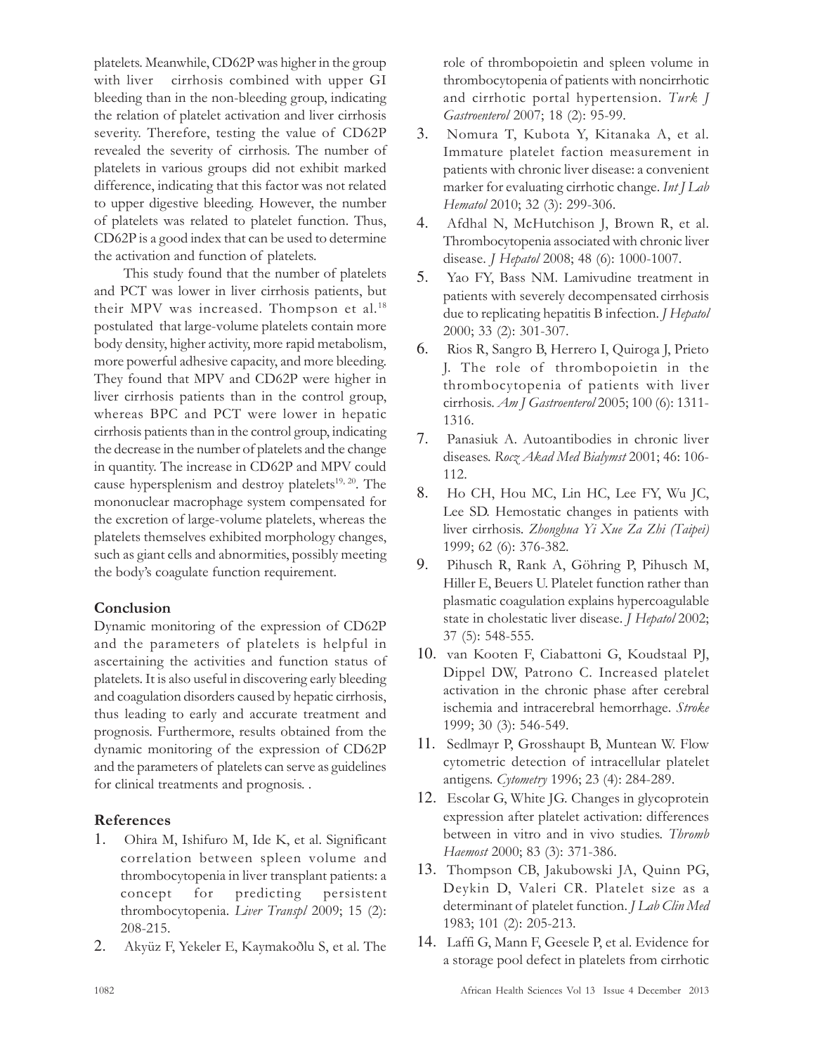platelets. Meanwhile, CD62P was higher in the group with liver cirrhosis combined with upper GI bleeding than in the non-bleeding group, indicating the relation of platelet activation and liver cirrhosis severity. Therefore, testing the value of CD62P revealed the severity of cirrhosis. The number of platelets in various groups did not exhibit marked difference, indicating that this factor was not related to upper digestive bleeding. However, the number of platelets was related to platelet function. Thus, CD62P is a good index that can be used to determine the activation and function of platelets.

This study found that the number of platelets and PCT was lower in liver cirrhosis patients, but their MPV was increased. Thompson et al.[18] postulated that large-volume platelets contain more body density, higher activity, more rapid metabolism, more powerful adhesive capacity, and more bleeding. They found that MPV and CD62P were higher in liver cirrhosis patients than in the control group, whereas BPC and PCT were lower in hepatic cirrhosis patients than in the control group, indicating the decrease in the number of platelets and the change in quantity. The increase in CD62P and MPV could cause hypersplenism and destroy platelets[19, 20]. The mononuclear macrophage system compensated for the excretion of large-volume platelets, whereas the platelets themselves exhibited morphology changes, such as giant cells and abnormities, possibly meeting the body's coagulate function requirement.

## Conclusion

Dynamic monitoring of the expression of CD62P and the parameters of platelets is helpful in ascertaining the activities and function status of platelets. It is also useful in discovering early bleeding and coagulation disorders caused by hepatic cirrhosis, thus leading to early and accurate treatment and prognosis. Furthermore, results obtained from the dynamic monitoring of the expression of CD62P and the parameters of platelets can serve as guidelines for clinical treatments and prognosis. .

## References

1. Ohira M, Ishifuro M, Ide K, et al. Significant correlation between spleen volume and thrombocytopenia in liver transplant patients: a concept for predicting persistent thrombocytopenia. *Liver Transpl* 2009; 15 (2): 208-215.
2. Akyüz F, Yekeler E, Kaymakoðlu S, et al. The role of thrombopoietin and spleen volume in thrombocytopenia of patients with noncirrhotic and cirrhotic portal hypertension. *Turk J Gastroenterol* 2007; 18 (2): 95-99.
3. Nomura T, Kubota Y, Kitanaka A, et al. Immature platelet faction measurement in patients with chronic liver disease: a convenient marker for evaluating cirrhotic change. *Int J Lab Hematol* 2010; 32 (3): 299-306.
4. Afdhal N, McHutchison J, Brown R, et al. Thrombocytopenia associated with chronic liver disease. *J Hepatol* 2008; 48 (6): 1000-1007.
5. Yao FY, Bass NM. Lamivudine treatment in patients with severely decompensated cirrhosis due to replicating hepatitis B infection. *J Hepatol* 2000; 33 (2): 301-307.
6. Rios R, Sangro B, Herrero I, Quiroga J, Prieto J. The role of thrombopoietin in the thrombocytopenia of patients with liver cirrhosis. *Am J Gastroenterol* 2005; 100 (6): 1311-1316.
7. Panasiuk A. Autoantibodies in chronic liver diseases. *Rocz Akad Med Bialymst* 2001; 46: 106-112.
8. Ho CH, Hou MC, Lin HC, Lee FY, Wu JC, Lee SD. Hemostatic changes in patients with liver cirrhosis. *Zhonghua Yi Xue Za Zhi (Taipei)* 1999; 62 (6): 376-382.
9. Pihusch R, Rank A, Göhring P, Pihusch M, Hiller E, Beuers U. Platelet function rather than plasmatic coagulation explains hypercoagulable state in cholestatic liver disease. *J Hepatol* 2002; 37 (5): 548-555.
10. van Kooten F, Ciabattoni G, Koudstaal PJ, Dippel DW, Patrono C. Increased platelet activation in the chronic phase after cerebral ischemia and intracerebral hemorrhage. *Stroke* 1999; 30 (3): 546-549.
11. Sedlmayr P, Grosshaupt B, Muntean W. Flow cytometric detection of intracellular platelet antigens. *Cytometry* 1996; 23 (4): 284-289.
12. Escolar G, White JG. Changes in glycoprotein expression after platelet activation: differences between in vitro and in vivo studies. *Thromb Haemost* 2000; 83 (3): 371-386.
13. Thompson CB, Jakubowski JA, Quinn PG, Deykin D, Valeri CR. Platelet size as a determinant of platelet function. *J Lab Clin Med* 1983; 101 (2): 205-213.
14. Laffi G, Mann F, Geesele P, et al. Evidence for a storage pool defect in platelets from cirrhotic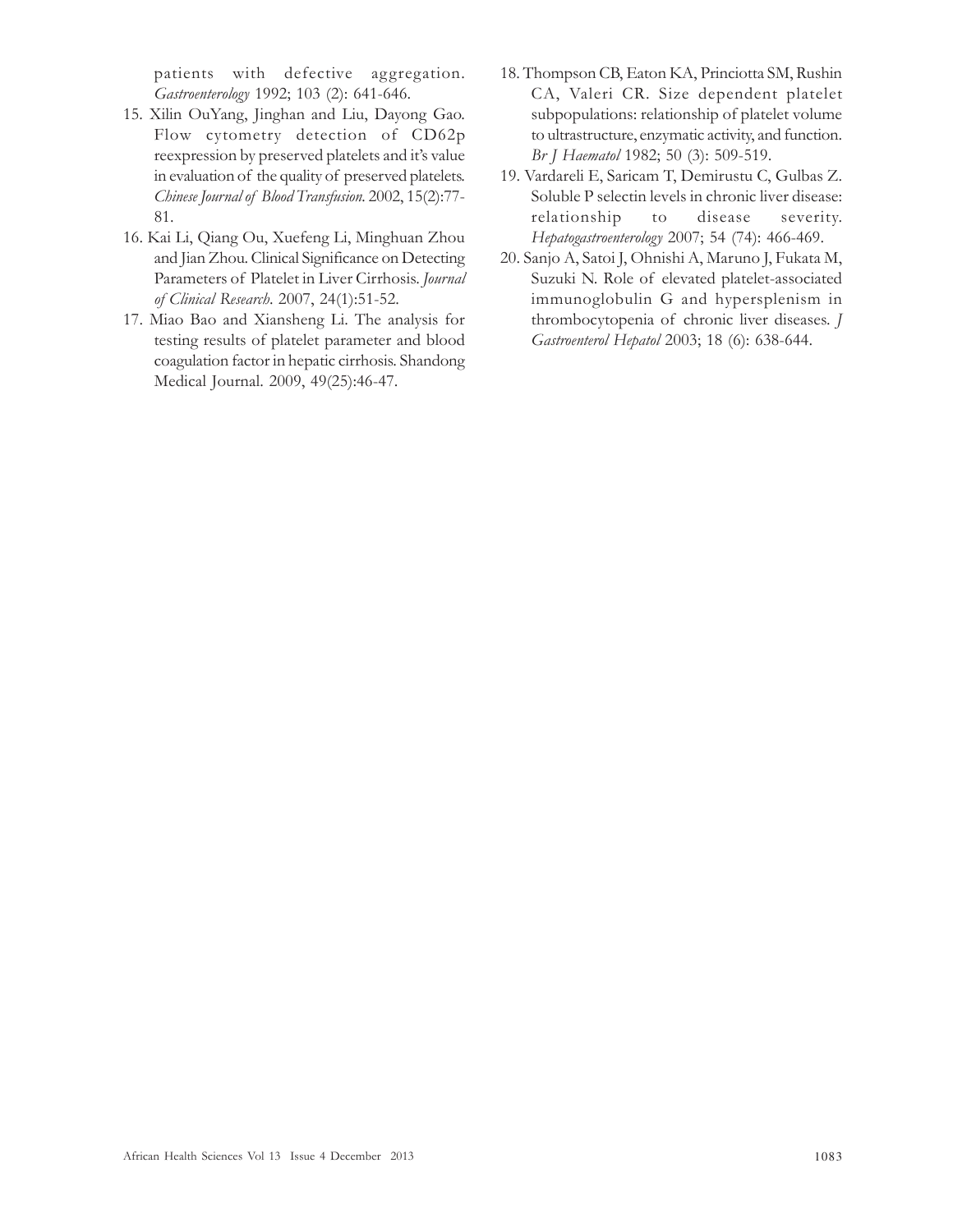patients with defective aggregation. *Gastroenterology* 1992; 103 (2): 641-646.

15. Xilin OuYang, Jinghan and Liu, Dayong Gao. Flow cytometry detection of CD62p reexpression by preserved platelets and it's value in evaluation of the quality of preserved platelets. *Chinese Journal of Blood Transfusion*. 2002, 15(2):77-81.
16. Kai Li, Qiang Ou, Xuefeng Li, Minghuan Zhou and Jian Zhou. Clinical Significance on Detecting Parameters of Platelet in Liver Cirrhosis. *Journal of Clinical Research*. 2007, 24(1):51-52.
17. Miao Bao and Xiansheng Li. The analysis for testing results of platelet parameter and blood coagulation factor in hepatic cirrhosis. Shandong Medical Journal. 2009, 49(25):46-47.
18. Thompson CB, Eaton KA, Princiotta SM, Rushin CA, Valeri CR. Size dependent platelet subpopulations: relationship of platelet volume to ultrastructure, enzymatic activity, and function. *Br J Haematol* 1982; 50 (3): 509-519.
19. Vardareli E, Saricam T, Demirustu C, Gulbas Z. Soluble P selectin levels in chronic liver disease: relationship to disease severity. *Hepatogastroenterology* 2007; 54 (74): 466-469.
20. Sanjo A, Satoi J, Ohnishi A, Maruno J, Fukata M, Suzuki N. Role of elevated platelet-associated immunoglobulin G and hypersplenism in thrombocytopenia of chronic liver diseases. *J Gastroenterol Hepatol* 2003; 18 (6): 638-644.